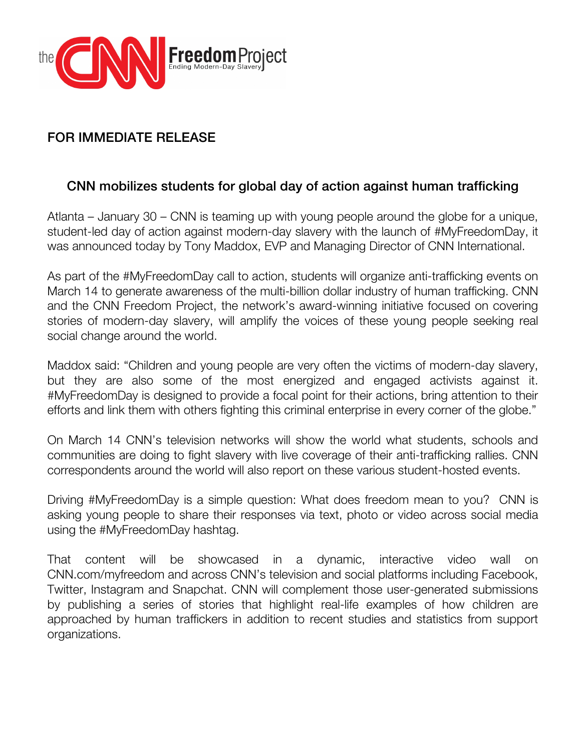the CNN Freedom Project
Ending Modern-Day Slavery

**FOR IMMEDIATE RELEASE**

## CNN mobilizes students for global day of action against human trafficking

Atlanta – January 30 – CNN is teaming up with young people around the globe for a unique, student-led day of action against modern-day slavery with the launch of #MyFreedomDay, it was announced today by Tony Maddox, EVP and Managing Director of CNN International.

As part of the #MyFreedomDay call to action, students will organize anti-trafficking events on March 14 to generate awareness of the multi-billion dollar industry of human trafficking. CNN and the CNN Freedom Project, the network's award-winning initiative focused on covering stories of modern-day slavery, will amplify the voices of these young people seeking real social change around the world.

Maddox said: "Children and young people are very often the victims of modern-day slavery, but they are also some of the most energized and engaged activists against it. #MyFreedomDay is designed to provide a focal point for their actions, bring attention to their efforts and link them with others fighting this criminal enterprise in every corner of the globe."

On March 14 CNN's television networks will show the world what students, schools and communities are doing to fight slavery with live coverage of their anti-trafficking rallies. CNN correspondents around the world will also report on these various student-hosted events.

Driving #MyFreedomDay is a simple question: What does freedom mean to you? CNN is asking young people to share their responses via text, photo or video across social media using the #MyFreedomDay hashtag.

That content will be showcased in a dynamic, interactive video wall on CNN.com/myfreedom and across CNN's television and social platforms including Facebook, Twitter, Instagram and Snapchat. CNN will complement those user-generated submissions by publishing a series of stories that highlight real-life examples of how children are approached by human traffickers in addition to recent studies and statistics from support organizations.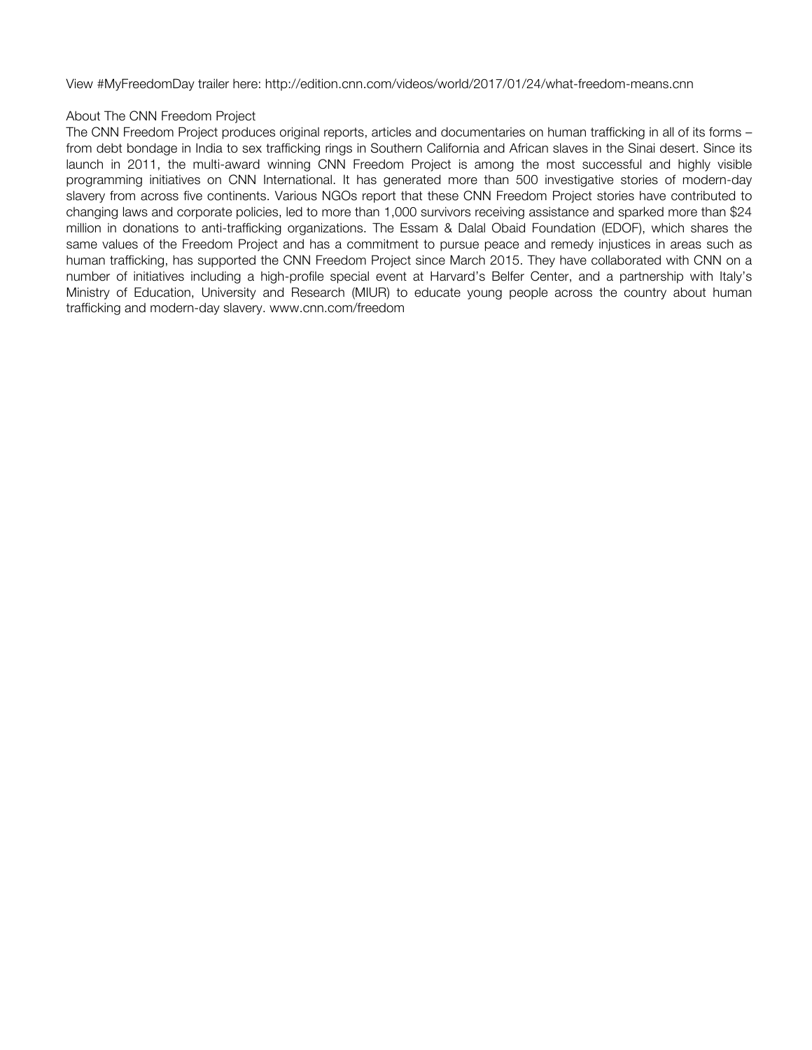View #MyFreedomDay trailer here: http://edition.cnn.com/videos/world/2017/01/24/what-freedom-means.cnn

About The CNN Freedom Project

The CNN Freedom Project produces original reports, articles and documentaries on human trafficking in all of its forms – from debt bondage in India to sex trafficking rings in Southern California and African slaves in the Sinai desert. Since its launch in 2011, the multi-award winning CNN Freedom Project is among the most successful and highly visible programming initiatives on CNN International. It has generated more than 500 investigative stories of modern-day slavery from across five continents. Various NGOs report that these CNN Freedom Project stories have contributed to changing laws and corporate policies, led to more than 1,000 survivors receiving assistance and sparked more than $24 million in donations to anti-trafficking organizations. The Essam & Dalal Obaid Foundation (EDOF), which shares the same values of the Freedom Project and has a commitment to pursue peace and remedy injustices in areas such as human trafficking, has supported the CNN Freedom Project since March 2015. They have collaborated with CNN on a number of initiatives including a high-profile special event at Harvard's Belfer Center, and a partnership with Italy's Ministry of Education, University and Research (MIUR) to educate young people across the country about human trafficking and modern-day slavery. www.cnn.com/freedom